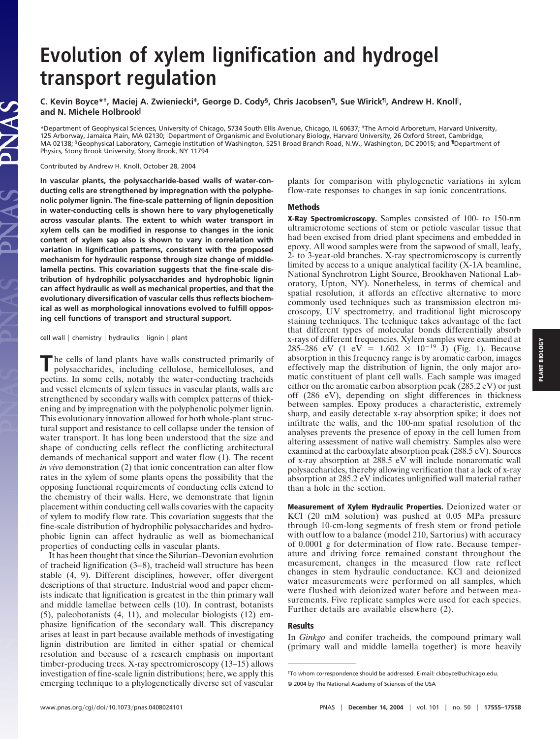# Evolution of xylem lignification and hydrogel transport regulation

**C. Kevin Boyce*†, Maciej A. Zwieniecki‡, George D. Cody§, Chris Jacobsen¶, Sue Wirick¶, Andrew H. Knoll‖, and N. Michele Holbrook‖**

*Department of Geophysical Sciences, University of Chicago, 5734 South Ellis Avenue, Chicago, IL 60637; ‡The Arnold Arboretum, Harvard University, 125 Arborway, Jamaica Plain, MA 02130; ‖Department of Organismic and Evolutionary Biology, Harvard University, 26 Oxford Street, Cambridge, MA 02138; §Geophysical Laboratory, Carnegie Institution of Washington, 5251 Broad Branch Road, N.W., Washington, DC 20015; and ¶Department of Physics, Stony Brook University, Stony Brook, NY 11794

Contributed by Andrew H. Knoll, October 28, 2004

**In vascular plants, the polysaccharide-based walls of water-conducting cells are strengthened by impregnation with the polyphenolic polymer lignin. The fine-scale patterning of lignin deposition in water-conducting cells is shown here to vary phylogenetically across vascular plants. The extent to which water transport in xylem cells can be modified in response to changes in the ionic content of xylem sap also is shown to vary in correlation with variation in lignification patterns, consistent with the proposed mechanism for hydraulic response through size change of middle-lamella pectins. This covariation suggests that the fine-scale distribution of hydrophilic polysaccharides and hydrophobic lignin can affect hydraulic as well as mechanical properties, and that the evolutionary diversification of vascular cells thus reflects biochemical as well as morphological innovations evolved to fulfill opposing cell functions of transport and structural support.**

cell wall | chemistry | hydraulics | lignin | plant

The cells of land plants have walls constructed primarily of polysaccharides, including cellulose, hemicelluloses, and pectins. In some cells, notably the water-conducting tracheids and vessel elements of xylem tissues in vascular plants, walls are strengthened by secondary walls with complex patterns of thickening and by impregnation with the polyphenolic polymer lignin. This evolutionary innovation allowed for both whole-plant structural support and resistance to cell collapse under the tension of water transport. It has long been understood that the size and shape of conducting cells reflect the conflicting architectural demands of mechanical support and water flow (1). The recent *in vivo* demonstration (2) that ionic concentration can alter flow rates in the xylem of some plants opens the possibility that the opposing functional requirements of conducting cells extend to the chemistry of their walls. Here, we demonstrate that lignin placement within conducting cell walls covaries with the capacity of xylem to modify flow rate. This covariation suggests that the fine-scale distribution of hydrophilic polysaccharides and hydrophobic lignin can affect hydraulic as well as biomechanical properties of conducting cells in vascular plants.

It has been thought that since the Silurian–Devonian evolution of tracheid lignification (3–8), tracheid wall structure has been stable (4, 9). Different disciplines, however, offer divergent descriptions of that structure. Industrial wood and paper chemists indicate that lignification is greatest in the thin primary wall and middle lamellae between cells (10). In contrast, botanists (5), paleobotanists (4, 11), and molecular biologists (12) emphasize lignification of the secondary wall. This discrepancy arises at least in part because available methods of investigating lignin distribution are limited in either spatial or chemical resolution and because of a research emphasis on important timber-producing trees. X-ray spectromicroscopy (13–15) allows investigation of fine-scale lignin distributions; here, we apply this emerging technique to a phylogenetically diverse set of vascular plants for comparison with phylogenetic variations in xylem flow-rate responses to changes in sap ionic concentrations.

## Methods

**X-Ray Spectromicroscopy.** Samples consisted of 100- to 150-nm ultramicrotome sections of stem or petiole vascular tissue that had been excised from dried plant specimens and embedded in epoxy. All wood samples were from the sapwood of small, leafy, 2- to 3-year-old branches. X-ray spectromicroscopy is currently limited by access to a unique analytical facility (X-1A beamline, National Synchrotron Light Source, Brookhaven National Laboratory, Upton, NY). Nonetheless, in terms of chemical and spatial resolution, it affords an effective alternative to more commonly used techniques such as transmission electron microscopy, UV spectrometry, and traditional light microscopy staining techniques. The technique takes advantage of the fact that different types of molecular bonds differentially absorb x-rays of different frequencies. Xylem samples were examined at 285–286 eV (1 eV = $1.602 \times 10^{-19}$ J) (Fig. 1). Because absorption in this frequency range is by aromatic carbon, images effectively map the distribution of lignin, the only major aromatic constituent of plant cell walls. Each sample was imaged either on the aromatic carbon absorption peak (285.2 eV) or just off (286 eV), depending on slight differences in thickness between samples. Epoxy produces a characteristic, extremely sharp, and easily detectable x-ray absorption spike; it does not infiltrate the walls, and the 100-nm spatial resolution of the analyses prevents the presence of epoxy in the cell lumen from altering assessment of native wall chemistry. Samples also were examined at the carboxylate absorption peak (288.5 eV). Sources of x-ray absorption at 288.5 eV will include nonaromatic wall polysaccharides, thereby allowing verification that a lack of x-ray absorption at 285.2 eV indicates unlignified wall material rather than a hole in the section.

**Measurement of Xylem Hydraulic Properties.** Deionized water or KCl (20 mM solution) was pushed at 0.05 MPa pressure through 10-cm-long segments of fresh stem or frond petiole with outflow to a balance (model 210, Sartorius) with accuracy of 0.0001 g for determination of flow rate. Because temperature and driving force remained constant throughout the measurement, changes in the measured flow rate reflect changes in stem hydraulic conductance. KCl and deionized water measurements were performed on all samples, which were flushed with deionized water before and between measurements. Five replicate samples were used for each species. Further details are available elsewhere (2).

## Results

In *Ginkgo* and conifer tracheids, the compound primary wall (primary wall and middle lamella together) is more heavily

†To whom correspondence should be addressed. E-mail: ckboyce@uchicago.edu.

© 2004 by The National Academy of Sciences of the USA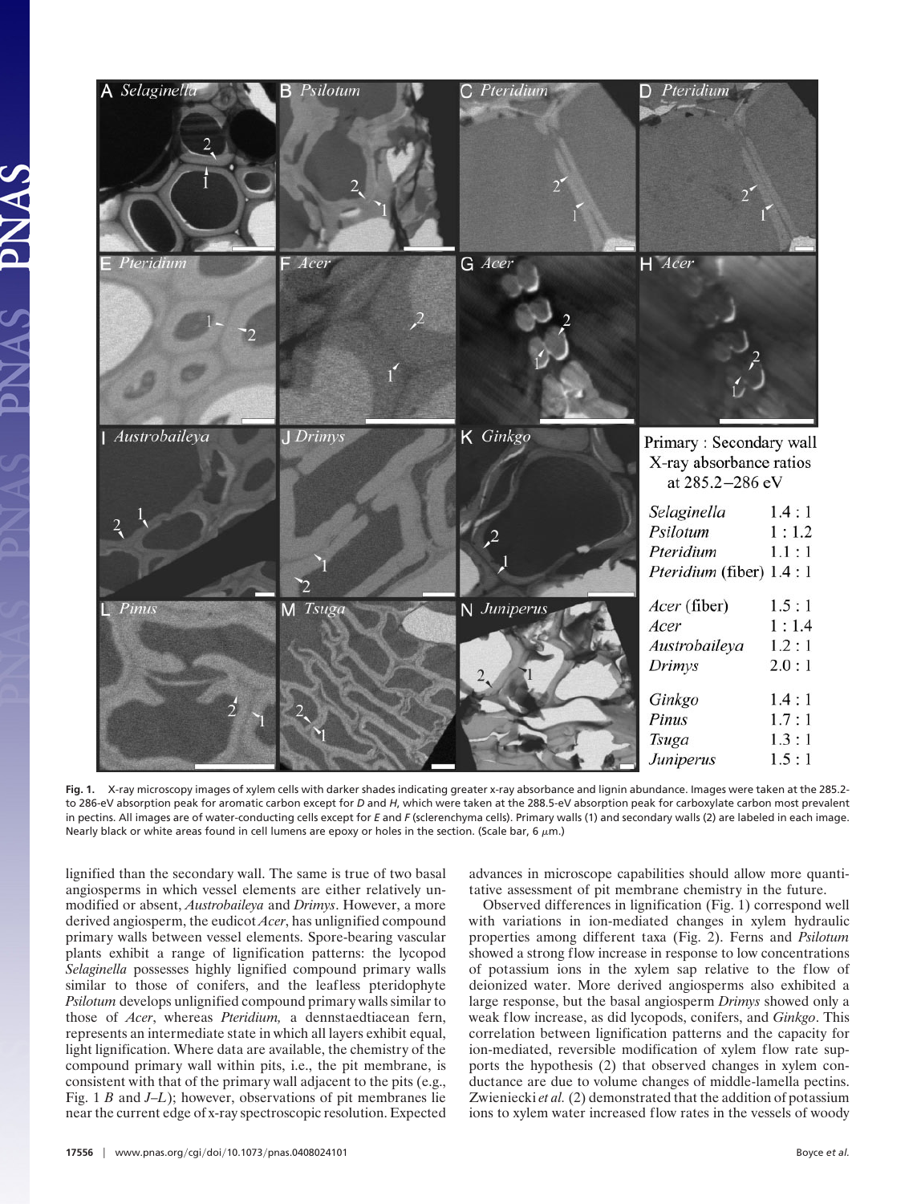| Primary : Secondary wall X-ray absorbance ratios at 285.2–286 eV | |
|---|---|
| *Selaginella* | 1.4 : 1 |
| *Psilotum* | 1 : 1.2 |
| *Pteridium* | 1.1 : 1 |
| *Pteridium* (fiber) | 1.4 : 1 |
| *Acer* (fiber) | 1.5 : 1 |
| *Acer* | 1 : 1.4 |
| *Austrobaileya* | 1.2 : 1 |
| *Drimys* | 2.0 : 1 |
| *Ginkgo* | 1.4 : 1 |
| *Pinus* | 1.7 : 1 |
| *Tsuga* | 1.3 : 1 |
| *Juniperus* | 1.5 : 1 |

**Fig. 1.** X-ray microscopy images of xylem cells with darker shades indicating greater x-ray absorbance and lignin abundance. Images were taken at the 285.2- to 286-eV absorption peak for aromatic carbon except for *D* and *H*, which were taken at the 288.5-eV absorption peak for carboxylate carbon most prevalent in pectins. All images are of water-conducting cells except for *E* and *F* (sclerenchyma cells). Primary walls (1) and secondary walls (2) are labeled in each image. Nearly black or white areas found in cell lumens are epoxy or holes in the section. (Scale bar, 6 μm.)

lignified than the secondary wall. The same is true of two basal angiosperms in which vessel elements are either relatively unmodified or absent, *Austrobaileya* and *Drimys*. However, a more derived angiosperm, the eudicot *Acer*, has unlignified compound primary walls between vessel elements. Spore-bearing vascular plants exhibit a range of lignification patterns: the lycopod *Selaginella* possesses highly lignified compound primary walls similar to those of conifers, and the leafless pteridophyte *Psilotum* develops unlignified compound primary walls similar to those of *Acer*, whereas *Pteridium,* a dennstaedtiacean fern, represents an intermediate state in which all layers exhibit equal, light lignification. Where data are available, the chemistry of the compound primary wall within pits, i.e., the pit membrane, is consistent with that of the primary wall adjacent to the pits (e.g., Fig. 1 *B* and *J–L*); however, observations of pit membranes lie near the current edge of x-ray spectroscopic resolution. Expected advances in microscope capabilities should allow more quantitative assessment of pit membrane chemistry in the future.

Observed differences in lignification (Fig. 1) correspond well with variations in ion-mediated changes in xylem hydraulic properties among different taxa (Fig. 2). Ferns and *Psilotum* showed a strong flow increase in response to low concentrations of potassium ions in the xylem sap relative to the flow of deionized water. More derived angiosperms also exhibited a large response, but the basal angiosperm *Drimys* showed only a weak flow increase, as did lycopods, conifers, and *Ginkgo*. This correlation between lignification patterns and the capacity for ion-mediated, reversible modification of xylem flow rate supports the hypothesis (2) that observed changes in xylem conductance are due to volume changes of middle-lamella pectins. Zwieniecki *et al.* (2) demonstrated that the addition of potassium ions to xylem water increased flow rates in the vessels of woody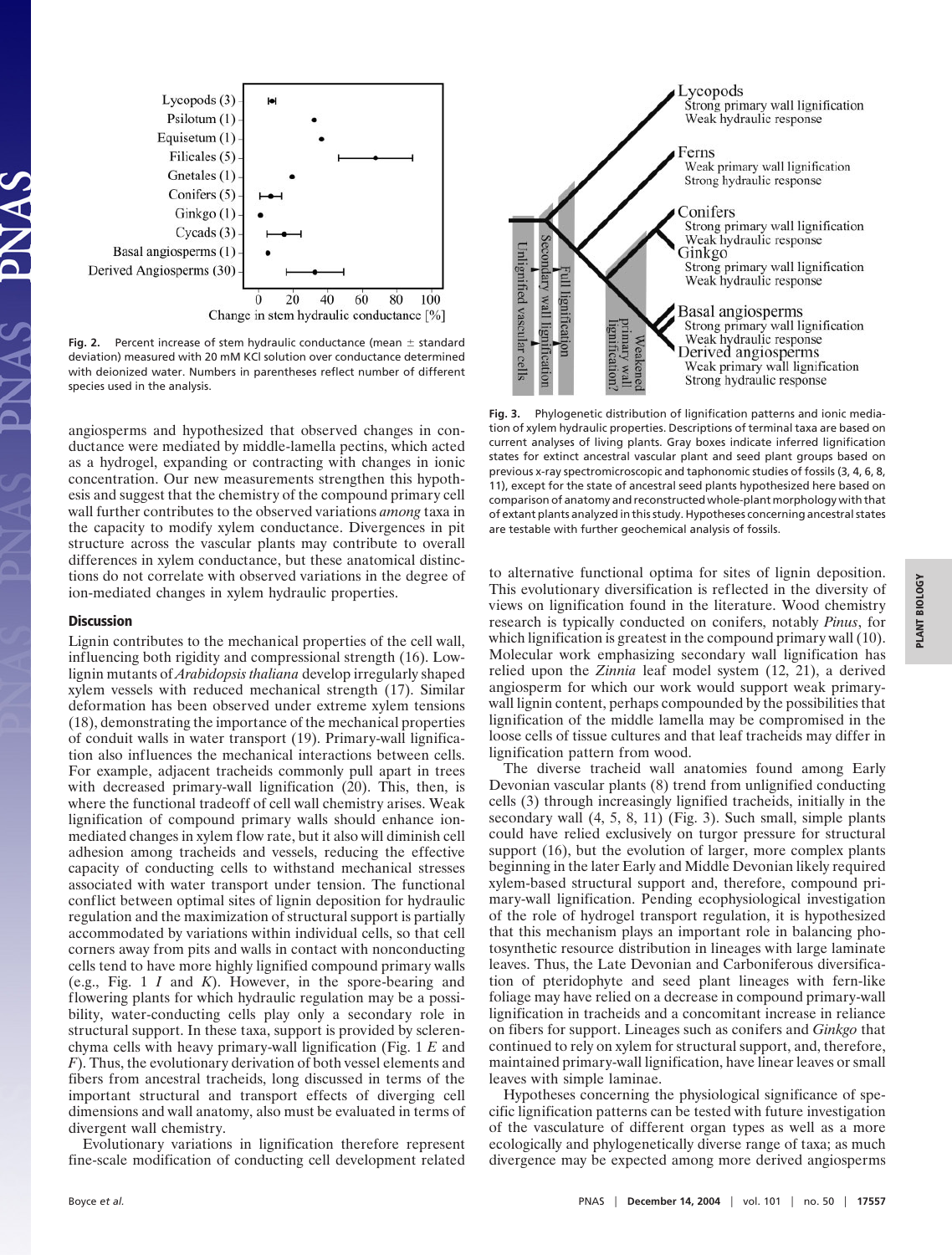**Fig. 2.** Percent increase of stem hydraulic conductance (mean ± standard deviation) measured with 20 mM KCl solution over conductance determined with deionized water. Numbers in parentheses reflect number of different species used in the analysis.

**Fig. 3.** Phylogenetic distribution of lignification patterns and ionic mediation of xylem hydraulic properties. Descriptions of terminal taxa are based on current analyses of living plants. Gray boxes indicate inferred lignification states for extinct ancestral vascular plant and seed plant groups based on previous x-ray spectromicroscopic and taphonomic studies of fossils (3, 4, 6, 8, 11), except for the state of ancestral seed plants hypothesized here based on comparison of anatomy and reconstructed whole-plant morphology with that of extant plants analyzed in this study. Hypotheses concerning ancestral states are testable with further geochemical analysis of fossils.

angiosperms and hypothesized that observed changes in conductance were mediated by middle-lamella pectins, which acted as a hydrogel, expanding or contracting with changes in ionic concentration. Our new measurements strengthen this hypothesis and suggest that the chemistry of the compound primary cell wall further contributes to the observed variations *among* taxa in the capacity to modify xylem conductance. Divergences in pit structure across the vascular plants may contribute to overall differences in xylem conductance, but these anatomical distinctions do not correlate with observed variations in the degree of ion-mediated changes in xylem hydraulic properties.

## Discussion

Lignin contributes to the mechanical properties of the cell wall, influencing both rigidity and compressional strength (16). Low-lignin mutants of *Arabidopsis thaliana* develop irregularly shaped xylem vessels with reduced mechanical strength (17). Similar deformation has been observed under extreme xylem tensions (18), demonstrating the importance of the mechanical properties of conduit walls in water transport (19). Primary-wall lignification also influences the mechanical interactions between cells. For example, adjacent tracheids commonly pull apart in trees with decreased primary-wall lignification (20). This, then, is where the functional tradeoff of cell wall chemistry arises. Weak lignification of compound primary walls should enhance ion-mediated changes in xylem flow rate, but it also will diminish cell adhesion among tracheids and vessels, reducing the effective capacity of conducting cells to withstand mechanical stresses associated with water transport under tension. The functional conflict between optimal sites of lignin deposition for hydraulic regulation and the maximization of structural support is partially accommodated by variations within individual cells, so that cell corners away from pits and walls in contact with nonconducting cells tend to have more highly lignified compound primary walls (e.g., Fig. 1 *I* and *K*). However, in the spore-bearing and flowering plants for which hydraulic regulation may be a possibility, water-conducting cells play only a secondary role in structural support. In these taxa, support is provided by sclerenchyma cells with heavy primary-wall lignification (Fig. 1 *E* and *F*). Thus, the evolutionary derivation of both vessel elements and fibers from ancestral tracheids, long discussed in terms of the important structural and transport effects of diverging cell dimensions and wall anatomy, also must be evaluated in terms of divergent wall chemistry.

Evolutionary variations in lignification therefore represent fine-scale modification of conducting cell development related to alternative functional optima for sites of lignin deposition. This evolutionary diversification is reflected in the diversity of views on lignification found in the literature. Wood chemistry research is typically conducted on conifers, notably *Pinus*, for which lignification is greatest in the compound primary wall (10). Molecular work emphasizing secondary wall lignification has relied upon the *Zinnia* leaf model system (12, 21), a derived angiosperm for which our work would support weak primary-wall lignin content, perhaps compounded by the possibilities that lignification of the middle lamella may be compromised in the loose cells of tissue cultures and that leaf tracheids may differ in lignification pattern from wood.

The diverse tracheid wall anatomies found among Early Devonian vascular plants (8) trend from unlignified conducting cells (3) through increasingly lignified tracheids, initially in the secondary wall (4, 5, 8, 11) (Fig. 3). Such small, simple plants could have relied exclusively on turgor pressure for structural support (16), but the evolution of larger, more complex plants beginning in the later Early and Middle Devonian likely required xylem-based structural support and, therefore, compound primary-wall lignification. Pending ecophysiological investigation of the role of hydrogel transport regulation, it is hypothesized that this mechanism plays an important role in balancing photosynthetic resource distribution in lineages with large laminate leaves. Thus, the Late Devonian and Carboniferous diversification of pteridophyte and seed plant lineages with fern-like foliage may have relied on a decrease in compound primary-wall lignification in tracheids and a concomitant increase in reliance on fibers for support. Lineages such as conifers and *Ginkgo* that continued to rely on xylem for structural support, and, therefore, maintained primary-wall lignification, have linear leaves or small leaves with simple laminae.

Hypotheses concerning the physiological significance of specific lignification patterns can be tested with future investigation of the vasculature of different organ types as well as a more ecologically and phylogenetically diverse range of taxa; as much divergence may be expected among more derived angiosperms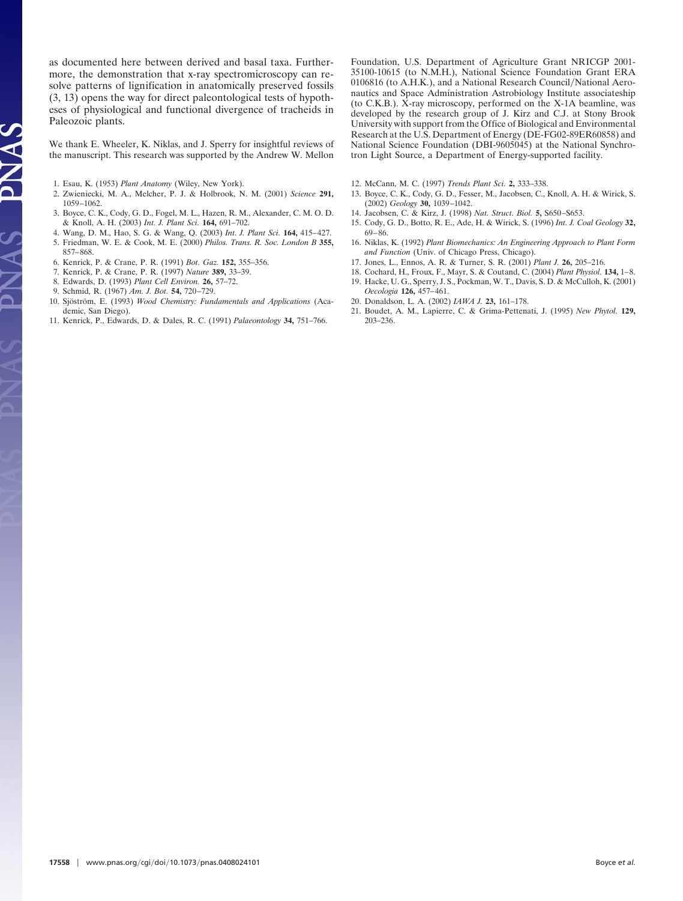as documented here between derived and basal taxa. Furthermore, the demonstration that x-ray spectromicroscopy can resolve patterns of lignification in anatomically preserved fossils (3, 13) opens the way for direct paleontological tests of hypotheses of physiological and functional divergence of tracheids in Paleozoic plants.

We thank E. Wheeler, K. Niklas, and J. Sperry for insightful reviews of the manuscript. This research was supported by the Andrew W. Mellon Foundation, U.S. Department of Agriculture Grant NRICGP 2001-35100-10615 (to N.M.H.), National Science Foundation Grant ERA 0106816 (to A.H.K.), and a National Research Council/National Aeronautics and Space Administration Astrobiology Institute associateship (to C.K.B.). X-ray microscopy, performed on the X-1A beamline, was developed by the research group of J. Kirz and C.J. at Stony Brook University with support from the Office of Biological and Environmental Research at the U.S. Department of Energy (DE-FG02-89ER60858) and National Science Foundation (DBI-9605045) at the National Synchrotron Light Source, a Department of Energy-supported facility.

1. Esau, K. (1953) *Plant Anatomy* (Wiley, New York).
2. Zwieniecki, M. A., Melcher, P. J. & Holbrook, N. M. (2001) *Science* **291,** 1059–1062.
3. Boyce, C. K., Cody, G. D., Fogel, M. L., Hazen, R. M., Alexander, C. M. O. D. & Knoll, A. H. (2003) *Int. J. Plant Sci.* **164,** 691–702.
4. Wang, D. M., Hao, S. G. & Wang, Q. (2003) *Int. J. Plant Sci.* **164,** 415–427.
5. Friedman, W. E. & Cook, M. E. (2000) *Philos. Trans. R. Soc. London B* **355,** 857–868.
6. Kenrick, P. & Crane, P. R. (1991) *Bot. Gaz.* **152,** 355–356.
7. Kenrick, P. & Crane, P. R. (1997) *Nature* **389,** 33–39.
8. Edwards, D. (1993) *Plant Cell Environ.* **26,** 57–72.
9. Schmid, R. (1967) *Am. J. Bot.* **54,** 720–729.
10. Sjöström, E. (1993) *Wood Chemistry: Fundamentals and Applications* (Academic, San Diego).
11. Kenrick, P., Edwards, D. & Dales, R. C. (1991) *Palaeontology* **34,** 751–766.
12. McCann, M. C. (1997) *Trends Plant Sci.* **2,** 333–338.
13. Boyce, C. K., Cody, G. D., Fesser, M., Jacobsen, C., Knoll, A. H. & Wirick, S. (2002) *Geology* **30,** 1039–1042.
14. Jacobsen, C. & Kirz, J. (1998) *Nat. Struct. Biol.* **5,** S650–S653.
15. Cody, G. D., Botto, R. E., Ade, H. & Wirick, S. (1996) *Int. J. Coal Geology* **32,** 69–86.
16. Niklas, K. (1992) *Plant Biomechanics: An Engineering Approach to Plant Form and Function* (Univ. of Chicago Press, Chicago).
17. Jones, L., Ennos, A. R. & Turner, S. R. (2001) *Plant J.* **26,** 205–216.
18. Cochard, H., Froux, F., Mayr, S. & Coutand, C. (2004) *Plant Physiol.* **134,** 1–8.
19. Hacke, U. G., Sperry, J. S., Pockman, W. T., Davis, S. D. & McCulloh, K. (2001) *Oecologia* **126,** 457–461.
20. Donaldson, L. A. (2002) *IAWA J.* **23,** 161–178.
21. Boudet, A. M., Lapierre, C. & Grima-Pettenati, J. (1995) *New Phytol.* **129,** 203–236.